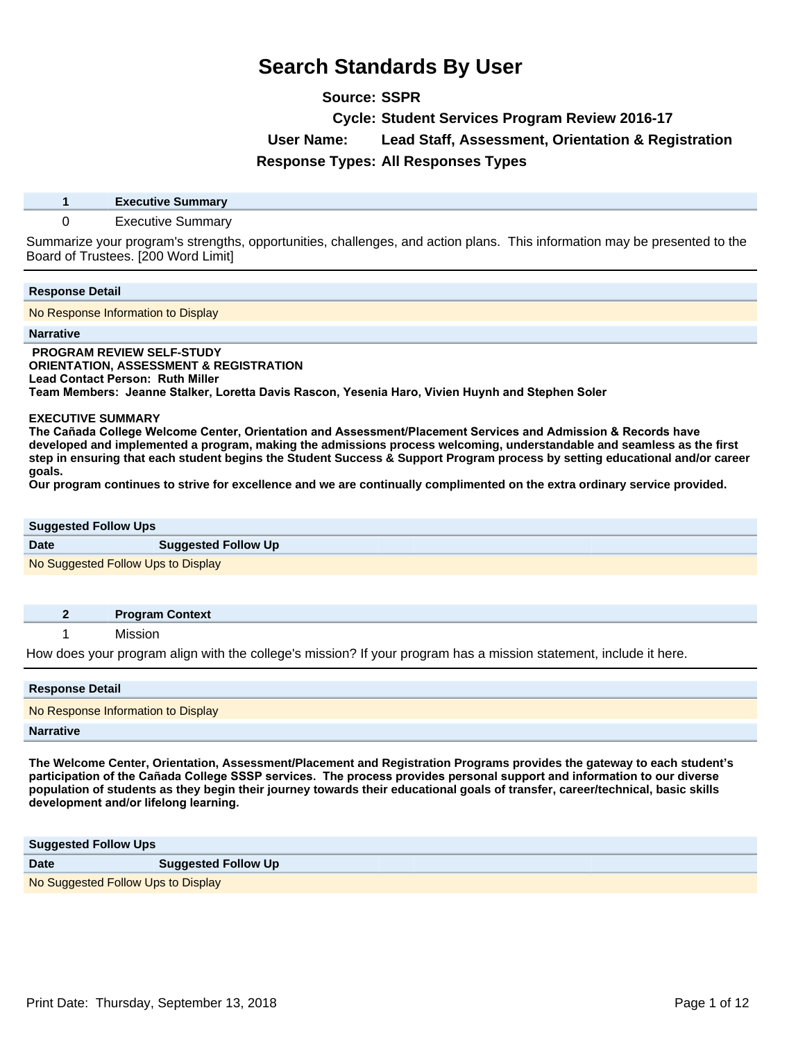# Search Standards By User

**Source:** SSPR
**Cycle:** Student Services Program Review 2016-17
**User Name:** Lead Staff, Assessment, Orientation & Registration
**Response Types:** All Responses Types

| 1 | Executive Summary |
|---|---|
| 0 | Executive Summary |

Summarize your program's strengths, opportunities, challenges, and action plans. This information may be presented to the Board of Trustees. [200 Word Limit]

**Response Detail**

No Response Information to Display

**Narrative**

**PROGRAM REVIEW SELF-STUDY**
**ORIENTATION, ASSESSMENT & REGISTRATION**
**Lead Contact Person: Ruth Miller**
**Team Members: Jeanne Stalker, Loretta Davis Rascon, Yesenia Haro, Vivien Huynh and Stephen Soler**

**EXECUTIVE SUMMARY**
**The Cañada College Welcome Center, Orientation and Assessment/Placement Services and Admission & Records have developed and implemented a program, making the admissions process welcoming, understandable and seamless as the first step in ensuring that each student begins the Student Success & Support Program process by setting educational and/or career goals.**
**Our program continues to strive for excellence and we are continually complimented on the extra ordinary service provided.**

**Suggested Follow Ups**

| Date | Suggested Follow Up |
|---|---|
| No Suggested Follow Ups to Display | |

| 2 | Program Context |
|---|---|
| 1 | Mission |

How does your program align with the college's mission? If your program has a mission statement, include it here.

**Response Detail**

No Response Information to Display

**Narrative**

**The Welcome Center, Orientation, Assessment/Placement and Registration Programs provides the gateway to each student's participation of the Cañada College SSSP services. The process provides personal support and information to our diverse population of students as they begin their journey towards their educational goals of transfer, career/technical, basic skills development and/or lifelong learning.**

**Suggested Follow Ups**

| Date | Suggested Follow Up |
|---|---|
| No Suggested Follow Ups to Display | |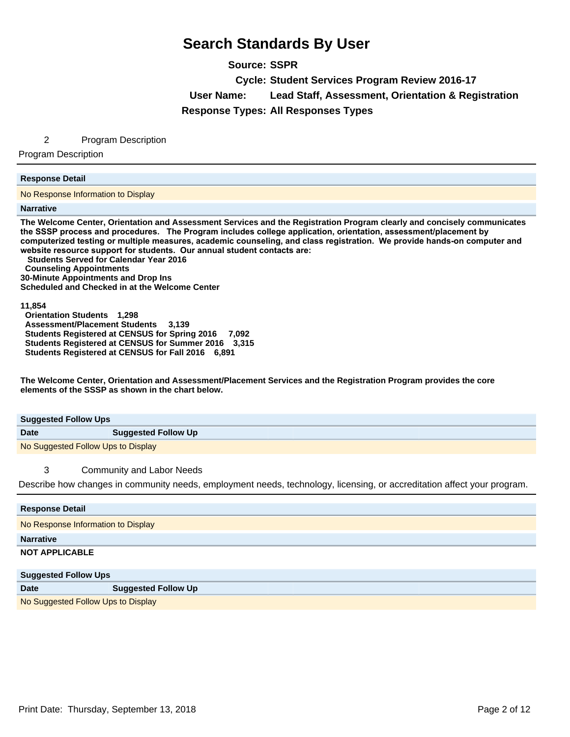# Search Standards By User

**Source:** SSPR

**Cycle:** Student Services Program Review 2016-17

**User Name:** Lead Staff, Assessment, Orientation & Registration

**Response Types:** All Responses Types

## 2 Program Description

Program Description

**Response Detail**

No Response Information to Display

**Narrative**

**The Welcome Center, Orientation and Assessment Services and the Registration Program clearly and concisely communicates the SSSP process and procedures. The Program includes college application, orientation, assessment/placement by computerized testing or multiple measures, academic counseling, and class registration. We provide hands-on computer and website resource support for students. Our annual student contacts are:**

**Students Served for Calendar Year 2016**
**Counseling Appointments**
**30-Minute Appointments and Drop Ins**
**Scheduled and Checked in at the Welcome Center**

**11,854**
**Orientation Students 1,298**
**Assessment/Placement Students 3,139**
**Students Registered at CENSUS for Spring 2016 7,092**
**Students Registered at CENSUS for Summer 2016 3,315**
**Students Registered at CENSUS for Fall 2016 6,891**

**The Welcome Center, Orientation and Assessment/Placement Services and the Registration Program provides the core elements of the SSSP as shown in the chart below.**

**Suggested Follow Ups**

| Date | Suggested Follow Up |
| --- | --- |
| No Suggested Follow Ups to Display | |

## 3 Community and Labor Needs

Describe how changes in community needs, employment needs, technology, licensing, or accreditation affect your program.

**Response Detail**

No Response Information to Display

**Narrative**

**NOT APPLICABLE**

**Suggested Follow Ups**

| Date | Suggested Follow Up |
| --- | --- |
| No Suggested Follow Ups to Display | |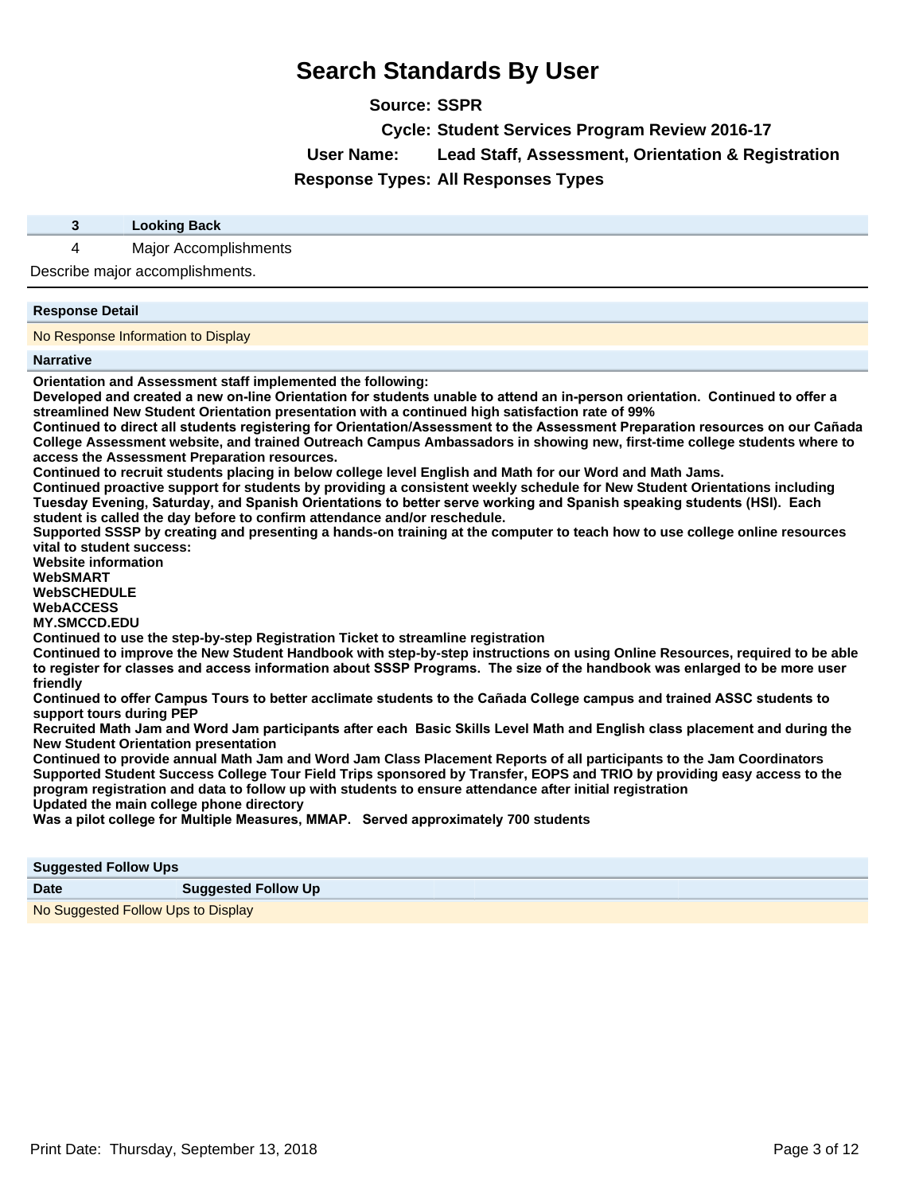# Search Standards By User

**Source:** SSPR

**Cycle:** Student Services Program Review 2016-17

**User Name:** Lead Staff, Assessment, Orientation & Registration

**Response Types:** All Responses Types

| 3 | Looking Back |
|---|---|
| 4 | Major Accomplishments |

Describe major accomplishments.

**Response Detail**

No Response Information to Display

**Narrative**

**Orientation and Assessment staff implemented the following:**
**Developed and created a new on-line Orientation for students unable to attend an in-person orientation. Continued to offer a streamlined New Student Orientation presentation with a continued high satisfaction rate of 99%**
**Continued to direct all students registering for Orientation/Assessment to the Assessment Preparation resources on our Cañada College Assessment website, and trained Outreach Campus Ambassadors in showing new, first-time college students where to access the Assessment Preparation resources.**
**Continued to recruit students placing in below college level English and Math for our Word and Math Jams.**
**Continued proactive support for students by providing a consistent weekly schedule for New Student Orientations including Tuesday Evening, Saturday, and Spanish Orientations to better serve working and Spanish speaking students (HSI). Each student is called the day before to confirm attendance and/or reschedule.**
**Supported SSSP by creating and presenting a hands-on training at the computer to teach how to use college online resources vital to student success:**
**Website information**
**WebSMART**
**WebSCHEDULE**
**WebACCESS**
**MY.SMCCD.EDU**
**Continued to use the step-by-step Registration Ticket to streamline registration**
**Continued to improve the New Student Handbook with step-by-step instructions on using Online Resources, required to be able to register for classes and access information about SSSP Programs. The size of the handbook was enlarged to be more user friendly**
**Continued to offer Campus Tours to better acclimate students to the Cañada College campus and trained ASSC students to support tours during PEP**
**Recruited Math Jam and Word Jam participants after each Basic Skills Level Math and English class placement and during the New Student Orientation presentation**
**Continued to provide annual Math Jam and Word Jam Class Placement Reports of all participants to the Jam Coordinators**
**Supported Student Success College Tour Field Trips sponsored by Transfer, EOPS and TRIO by providing easy access to the program registration and data to follow up with students to ensure attendance after initial registration**
**Updated the main college phone directory**
**Was a pilot college for Multiple Measures, MMAP. Served approximately 700 students**

**Suggested Follow Ups**

| Date | Suggested Follow Up |
|---|---|
| No Suggested Follow Ups to Display | |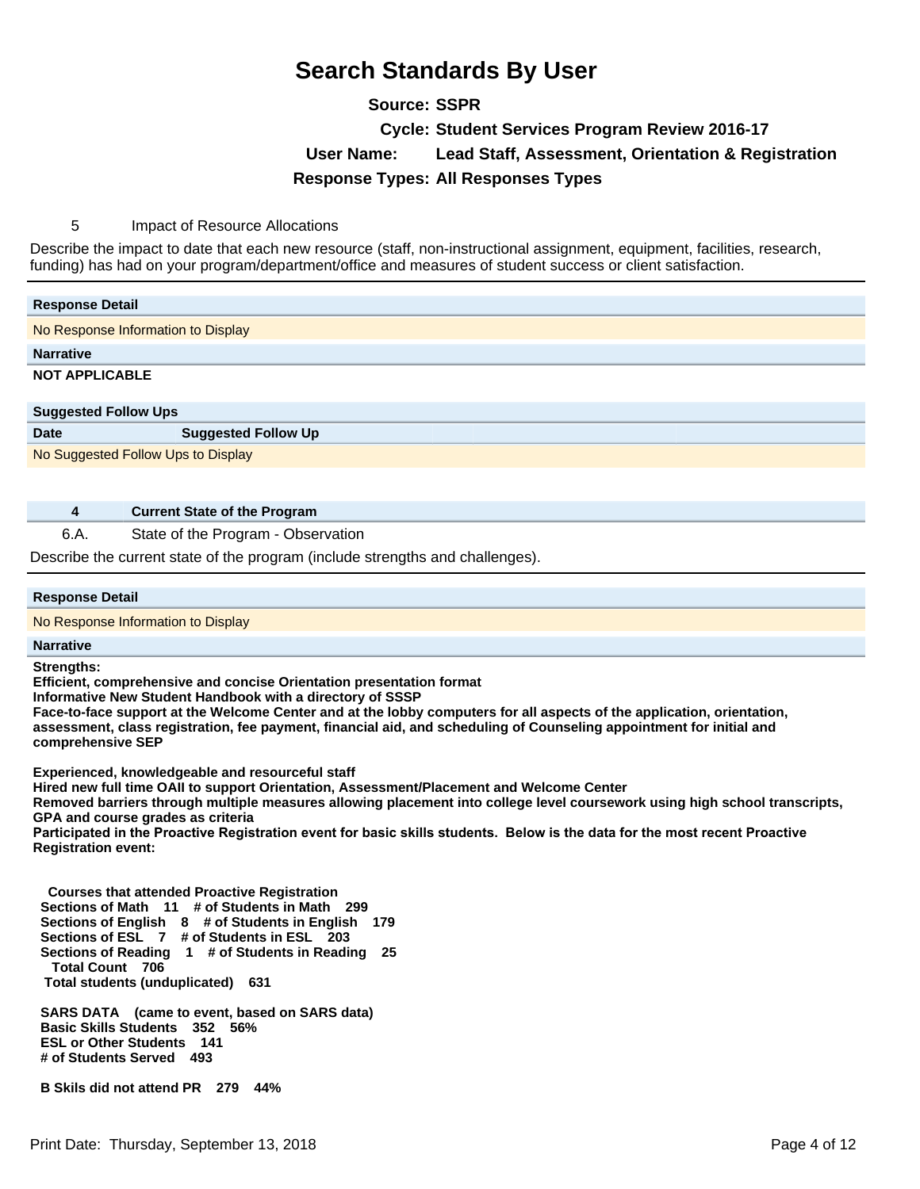# Search Standards By User

**Source:** SSPR
**Cycle:** Student Services Program Review 2016-17
**User Name:** Lead Staff, Assessment, Orientation & Registration
**Response Types:** All Responses Types

5 Impact of Resource Allocations

Describe the impact to date that each new resource (staff, non-instructional assignment, equipment, facilities, research, funding) has had on your program/department/office and measures of student success or client satisfaction.

**Response Detail**

No Response Information to Display

**Narrative**

**NOT APPLICABLE**

**Suggested Follow Ups**

| Date | Suggested Follow Up |
|---|---|
| No Suggested Follow Ups to Display | |

**4 Current State of the Program**

6.A. State of the Program - Observation

Describe the current state of the program (include strengths and challenges).

**Response Detail**

No Response Information to Display

**Narrative**

**Strengths:**
**Efficient, comprehensive and concise Orientation presentation format**
**Informative New Student Handbook with a directory of SSSP**
**Face-to-face support at the Welcome Center and at the lobby computers for all aspects of the application, orientation, assessment, class registration, fee payment, financial aid, and scheduling of Counseling appointment for initial and comprehensive SEP**

**Experienced, knowledgeable and resourceful staff**
**Hired new full time OAII to support Orientation, Assessment/Placement and Welcome Center**
**Removed barriers through multiple measures allowing placement into college level coursework using high school transcripts, GPA and course grades as criteria**
**Participated in the Proactive Registration event for basic skills students. Below is the data for the most recent Proactive Registration event:**

**Courses that attended Proactive Registration**
**Sections of Math 11 # of Students in Math 299**
**Sections of English 8 # of Students in English 179**
**Sections of ESL 7 # of Students in ESL 203**
**Sections of Reading 1 # of Students in Reading 25**
**Total Count 706**
**Total students (unduplicated) 631**

**SARS DATA (came to event, based on SARS data)**
**Basic Skills Students 352 56%**
**ESL or Other Students 141**
**# of Students Served 493**

**B Skils did not attend PR 279 44%**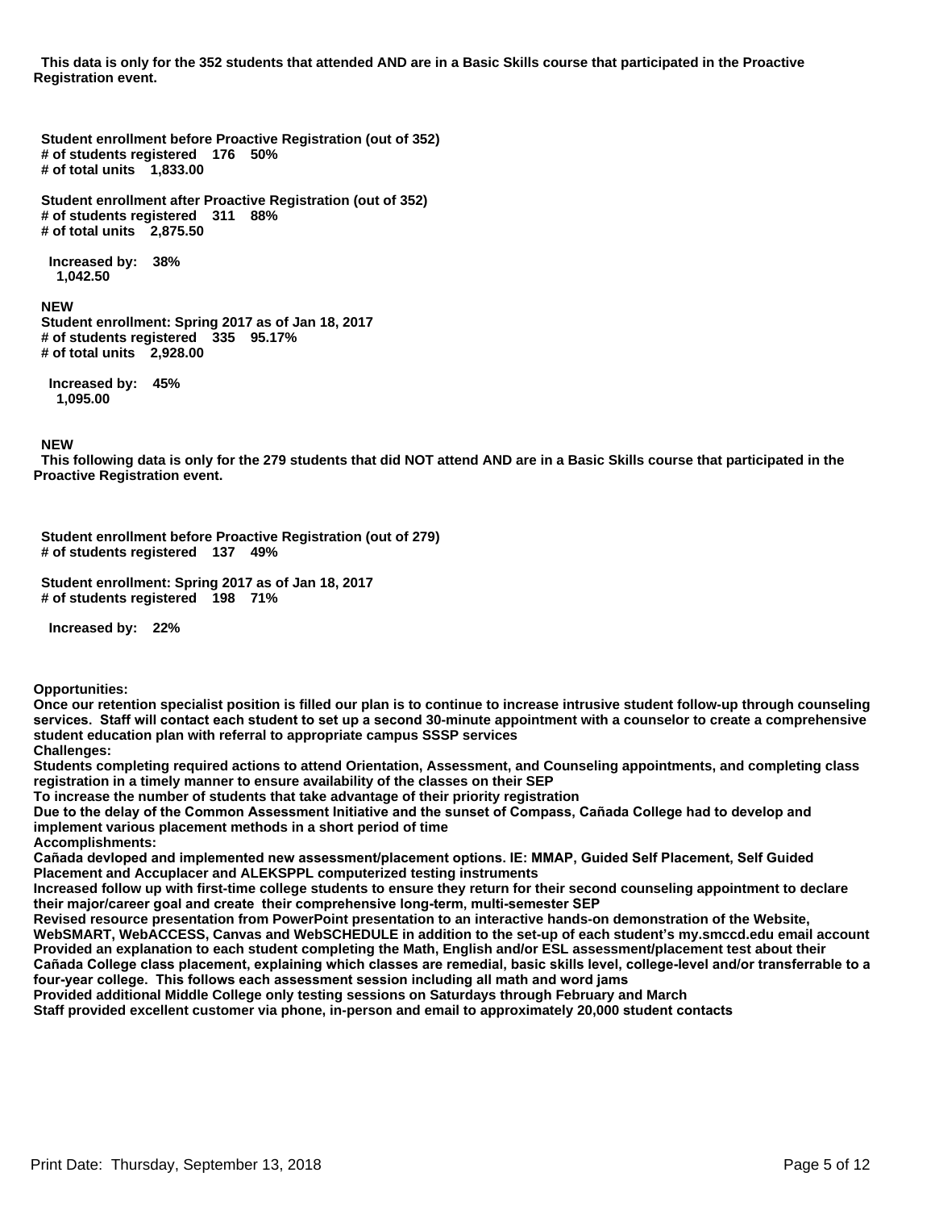**This data is only for the 352 students that attended AND are in a Basic Skills course that participated in the Proactive Registration event.**

**Student enrollment before Proactive Registration (out of 352)**
**# of students registered 176 50%**
**# of total units 1,833.00**

**Student enrollment after Proactive Registration (out of 352)**
**# of students registered 311 88%**
**# of total units 2,875.50**

**Increased by: 38%**
**1,042.50**

**NEW**
**Student enrollment: Spring 2017 as of Jan 18, 2017**
**# of students registered 335 95.17%**
**# of total units 2,928.00**

**Increased by: 45%**
**1,095.00**

**NEW**
**This following data is only for the 279 students that did NOT attend AND are in a Basic Skills course that participated in the Proactive Registration event.**

**Student enrollment before Proactive Registration (out of 279)**
**# of students registered 137 49%**

**Student enrollment: Spring 2017 as of Jan 18, 2017**
**# of students registered 198 71%**

**Increased by: 22%**

**Opportunities:**
**Once our retention specialist position is filled our plan is to continue to increase intrusive student follow-up through counseling services. Staff will contact each student to set up a second 30-minute appointment with a counselor to create a comprehensive student education plan with referral to appropriate campus SSSP services**
**Challenges:**
**Students completing required actions to attend Orientation, Assessment, and Counseling appointments, and completing class registration in a timely manner to ensure availability of the classes on their SEP**
**To increase the number of students that take advantage of their priority registration**
**Due to the delay of the Common Assessment Initiative and the sunset of Compass, Cañada College had to develop and implement various placement methods in a short period of time**
**Accomplishments:**
**Cañada devloped and implemented new assessment/placement options. IE: MMAP, Guided Self Placement, Self Guided Placement and Accuplacer and ALEKSPPL computerized testing instruments**
**Increased follow up with first-time college students to ensure they return for their second counseling appointment to declare their major/career goal and create their comprehensive long-term, multi-semester SEP**
**Revised resource presentation from PowerPoint presentation to an interactive hands-on demonstration of the Website, WebSMART, WebACCESS, Canvas and WebSCHEDULE in addition to the set-up of each student's my.smccd.edu email account**
**Provided an explanation to each student completing the Math, English and/or ESL assessment/placement test about their Cañada College class placement, explaining which classes are remedial, basic skills level, college-level and/or transferrable to a four-year college. This follows each assessment session including all math and word jams**
**Provided additional Middle College only testing sessions on Saturdays through February and March**
**Staff provided excellent customer via phone, in-person and email to approximately 20,000 student contacts**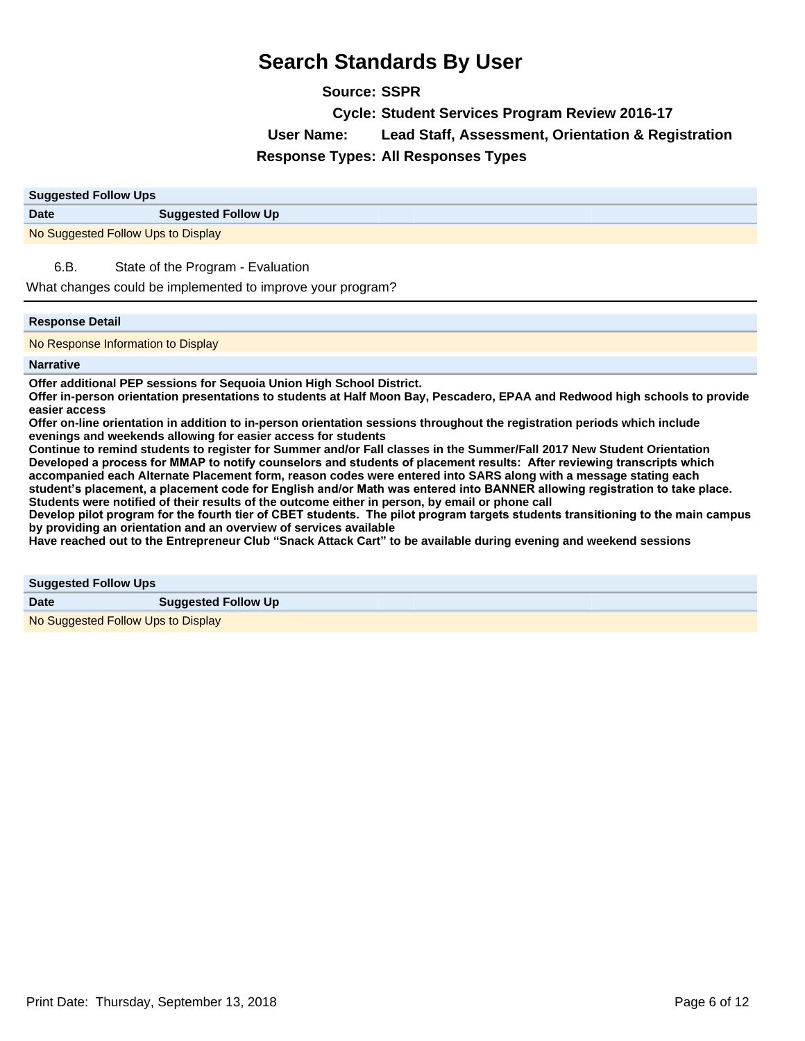# Search Standards By User

**Source:** SSPR

**Cycle:** Student Services Program Review 2016-17

**User Name:** Lead Staff, Assessment, Orientation & Registration

**Response Types:** All Responses Types

**Suggested Follow Ups**

| Date | Suggested Follow Up |
| --- | --- |
| No Suggested Follow Ups to Display | |

6.B. State of the Program - Evaluation

What changes could be implemented to improve your program?

**Response Detail**

No Response Information to Display

**Narrative**

**Offer additional PEP sessions for Sequoia Union High School District.**
**Offer in-person orientation presentations to students at Half Moon Bay, Pescadero, EPAA and Redwood high schools to provide easier access**
**Offer on-line orientation in addition to in-person orientation sessions throughout the registration periods which include evenings and weekends allowing for easier access for students**
**Continue to remind students to register for Summer and/or Fall classes in the Summer/Fall 2017 New Student Orientation**
**Developed a process for MMAP to notify counselors and students of placement results: After reviewing transcripts which accompanied each Alternate Placement form, reason codes were entered into SARS along with a message stating each student's placement, a placement code for English and/or Math was entered into BANNER allowing registration to take place. Students were notified of their results of the outcome either in person, by email or phone call**
**Develop pilot program for the fourth tier of CBET students. The pilot program targets students transitioning to the main campus by providing an orientation and an overview of services available**
**Have reached out to the Entrepreneur Club "Snack Attack Cart" to be available during evening and weekend sessions**

**Suggested Follow Ups**

| Date | Suggested Follow Up |
| --- | --- |
| No Suggested Follow Ups to Display | |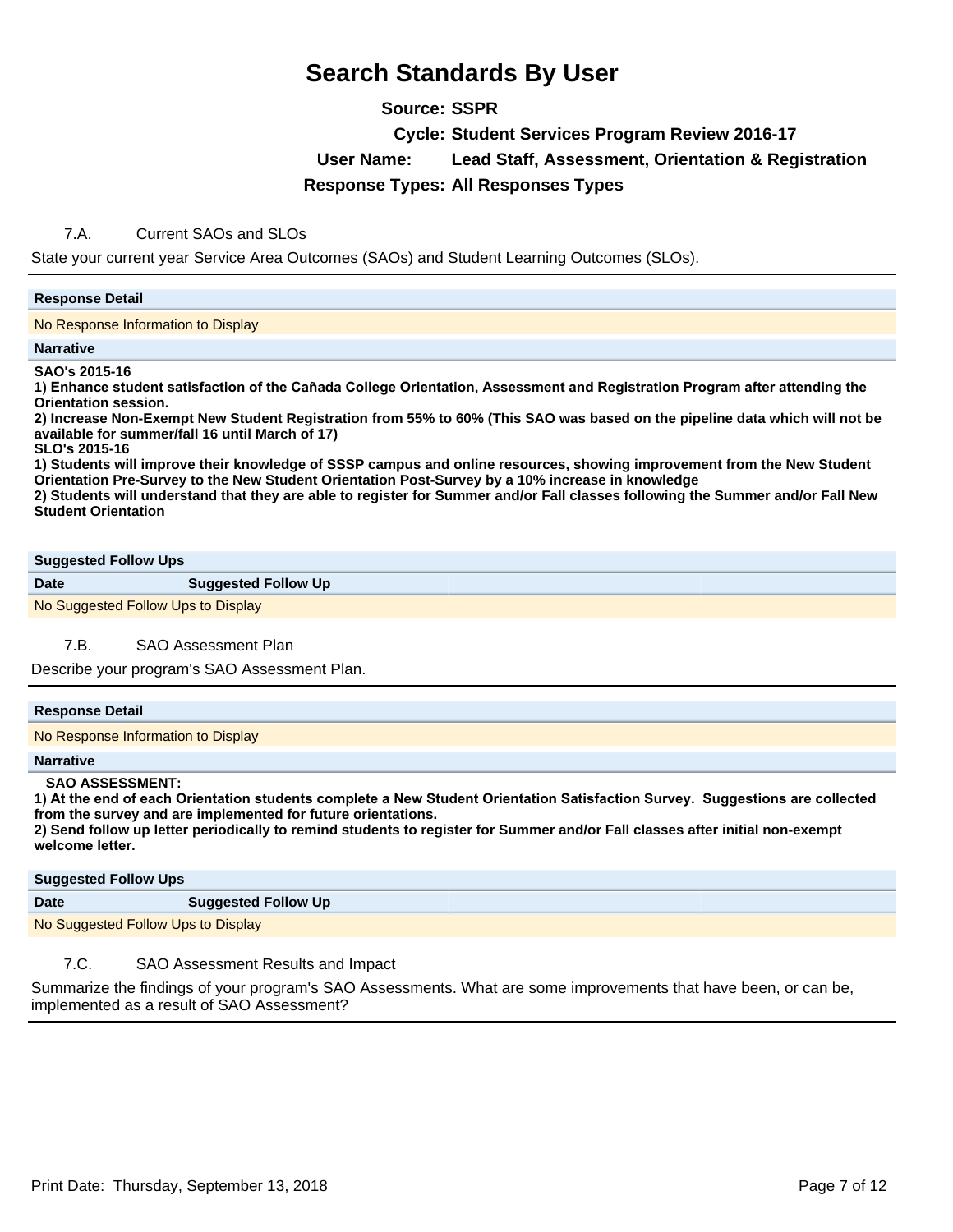# Search Standards By User

**Source:** SSPR
**Cycle:** Student Services Program Review 2016-17
**User Name:** Lead Staff, Assessment, Orientation & Registration
**Response Types:** All Responses Types

## 7.A. Current SAOs and SLOs

State your current year Service Area Outcomes (SAOs) and Student Learning Outcomes (SLOs).

**Response Detail**

No Response Information to Display

**Narrative**

**SAO's 2015-16**
**1) Enhance student satisfaction of the Cañada College Orientation, Assessment and Registration Program after attending the Orientation session.**
**2) Increase Non-Exempt New Student Registration from 55% to 60% (This SAO was based on the pipeline data which will not be available for summer/fall 16 until March of 17)**
**SLO's 2015-16**
**1) Students will improve their knowledge of SSSP campus and online resources, showing improvement from the New Student Orientation Pre-Survey to the New Student Orientation Post-Survey by a 10% increase in knowledge**
**2) Students will understand that they are able to register for Summer and/or Fall classes following the Summer and/or Fall New Student Orientation**

**Suggested Follow Ups**

| Date | Suggested Follow Up |
|---|---|
| No Suggested Follow Ups to Display | |

## 7.B. SAO Assessment Plan

Describe your program's SAO Assessment Plan.

**Response Detail**

No Response Information to Display

**Narrative**

**SAO ASSESSMENT:**
**1) At the end of each Orientation students complete a New Student Orientation Satisfaction Survey. Suggestions are collected from the survey and are implemented for future orientations.**
**2) Send follow up letter periodically to remind students to register for Summer and/or Fall classes after initial non-exempt welcome letter.**

**Suggested Follow Ups**

| Date | Suggested Follow Up |
|---|---|
| No Suggested Follow Ups to Display | |

## 7.C. SAO Assessment Results and Impact

Summarize the findings of your program's SAO Assessments. What are some improvements that have been, or can be, implemented as a result of SAO Assessment?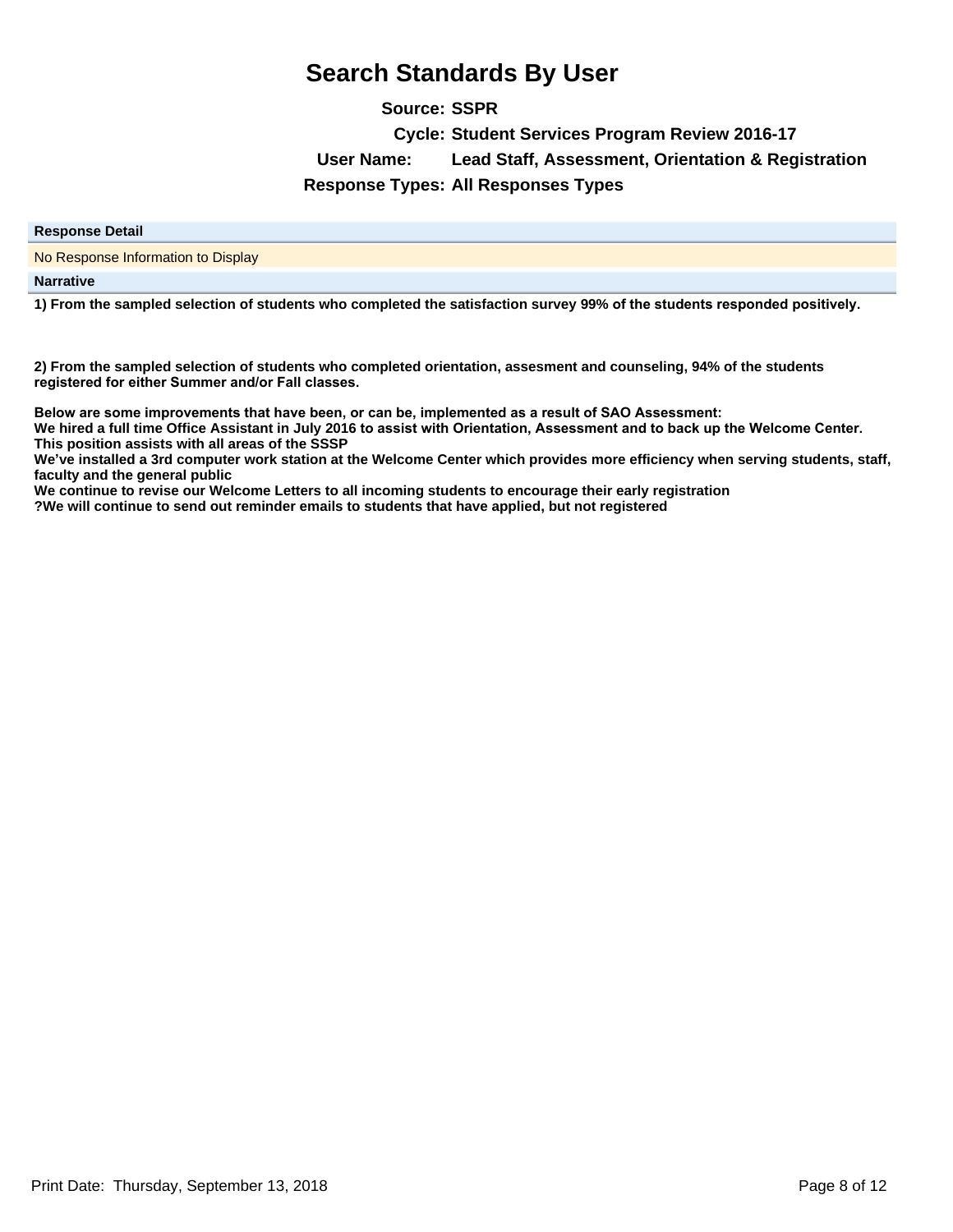# Search Standards By User

**Source:** SSPR

**Cycle:** Student Services Program Review 2016-17

**User Name:** Lead Staff, Assessment, Orientation & Registration

**Response Types:** All Responses Types

**Response Detail**

No Response Information to Display

**Narrative**

**1) From the sampled selection of students who completed the satisfaction survey 99% of the students responded positively.**

**2) From the sampled selection of students who completed orientation, assesment and counseling, 94% of the students registered for either Summer and/or Fall classes.**

**Below are some improvements that have been, or can be, implemented as a result of SAO Assessment:**
**We hired a full time Office Assistant in July 2016 to assist with Orientation, Assessment and to back up the Welcome Center. This position assists with all areas of the SSSP**
**We've installed a 3rd computer work station at the Welcome Center which provides more efficiency when serving students, staff, faculty and the general public**
**We continue to revise our Welcome Letters to all incoming students to encourage their early registration**
**?We will continue to send out reminder emails to students that have applied, but not registered**

Print Date: Thursday, September 13, 2018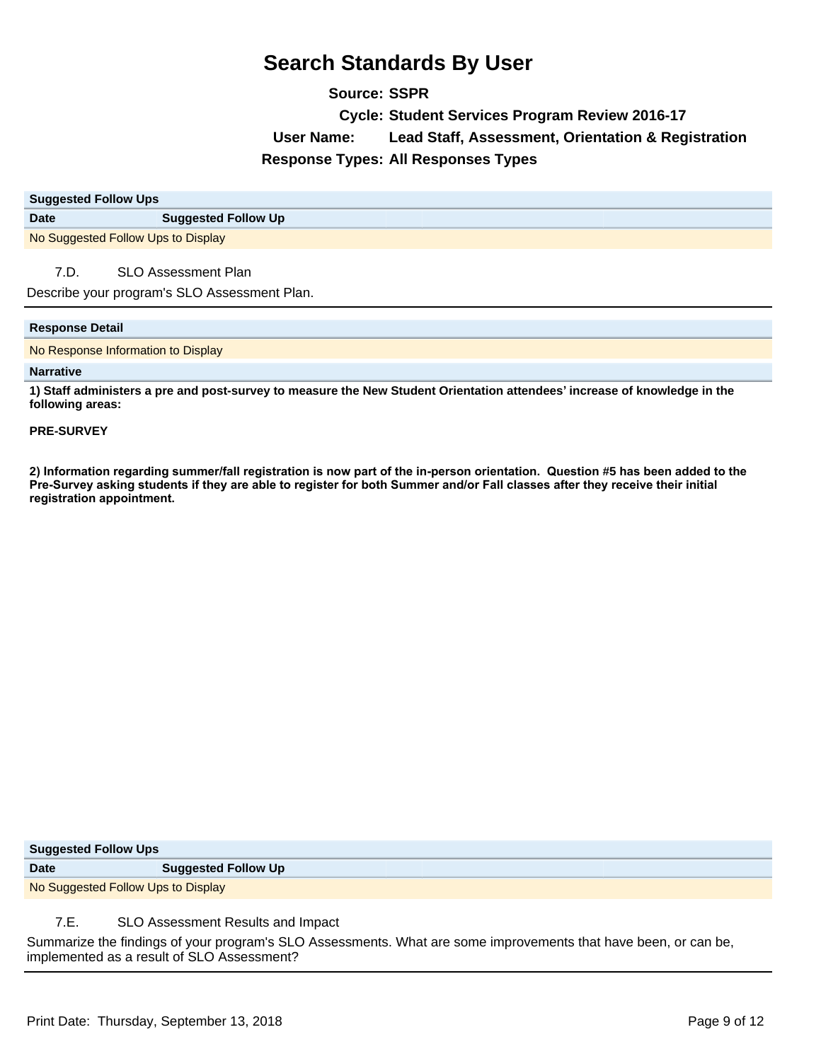# Search Standards By User

**Source:** SSPR

**Cycle:** Student Services Program Review 2016-17

**User Name:** Lead Staff, Assessment, Orientation & Registration

**Response Types:** All Responses Types

| Suggested Follow Ups | |
|---|---|
| **Date** | **Suggested Follow Up** |
| No Suggested Follow Ups to Display | |

7.D. SLO Assessment Plan

Describe your program's SLO Assessment Plan.

| Response Detail |
|---|
| No Response Information to Display |

**Narrative**

**1) Staff administers a pre and post-survey to measure the New Student Orientation attendees' increase of knowledge in the following areas:**

**PRE-SURVEY**

**2) Information regarding summer/fall registration is now part of the in-person orientation. Question #5 has been added to the Pre-Survey asking students if they are able to register for both Summer and/or Fall classes after they receive their initial registration appointment.**

| Suggested Follow Ups | |
|---|---|
| **Date** | **Suggested Follow Up** |
| No Suggested Follow Ups to Display | |

7.E. SLO Assessment Results and Impact

Summarize the findings of your program's SLO Assessments. What are some improvements that have been, or can be, implemented as a result of SLO Assessment?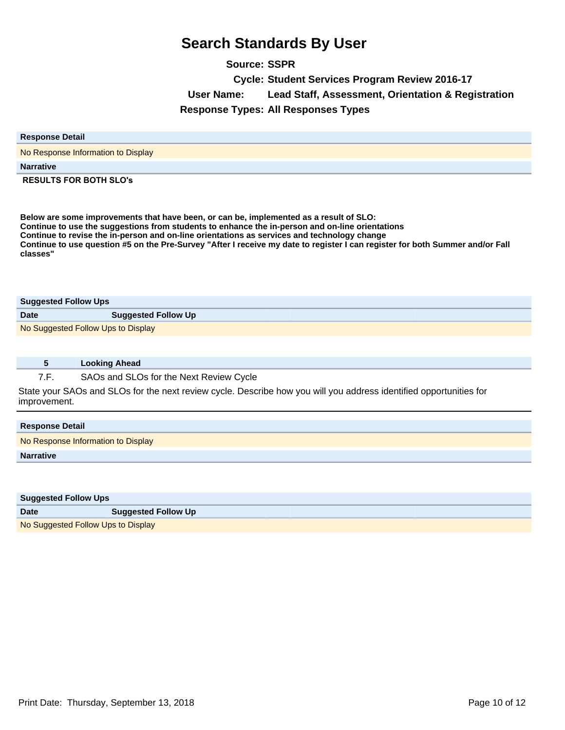# Search Standards By User

**Source:** SSPR

**Cycle:** Student Services Program Review 2016-17

**User Name:** Lead Staff, Assessment, Orientation & Registration

**Response Types:** All Responses Types

| Response Detail |
| --- |
| No Response Information to Display |

**Narrative**

**RESULTS FOR BOTH SLO's**

**Below are some improvements that have been, or can be, implemented as a result of SLO:**
**Continue to use the suggestions from students to enhance the in-person and on-line orientations**
**Continue to revise the in-person and on-line orientations as services and technology change**
**Continue to use question #5 on the Pre-Survey "After I receive my date to register I can register for both Summer and/or Fall classes"**

**Suggested Follow Ups**

| Date | Suggested Follow Up |
| --- | --- |
| No Suggested Follow Ups to Display | |

## 5 Looking Ahead

### 7.F. SAOs and SLOs for the Next Review Cycle

State your SAOs and SLOs for the next review cycle. Describe how you will you address identified opportunities for improvement.

| Response Detail |
| --- |
| No Response Information to Display |

**Narrative**

**Suggested Follow Ups**

| Date | Suggested Follow Up |
| --- | --- |
| No Suggested Follow Ups to Display | |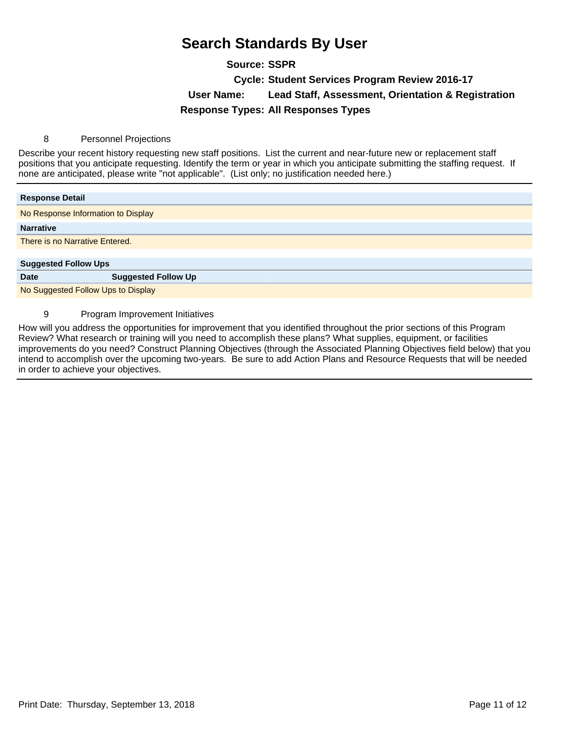# Search Standards By User

**Source:** SSPR

**Cycle:** Student Services Program Review 2016-17

**User Name:** Lead Staff, Assessment, Orientation & Registration

**Response Types:** All Responses Types

8 Personnel Projections

Describe your recent history requesting new staff positions. List the current and near-future new or replacement staff positions that you anticipate requesting. Identify the term or year in which you anticipate submitting the staffing request. If none are anticipated, please write "not applicable". (List only; no justification needed here.)

**Response Detail**

No Response Information to Display

**Narrative**

There is no Narrative Entered.

**Suggested Follow Ups**

| Date | Suggested Follow Up |
|---|---|
| No Suggested Follow Ups to Display | |

9 Program Improvement Initiatives

How will you address the opportunities for improvement that you identified throughout the prior sections of this Program Review? What research or training will you need to accomplish these plans? What supplies, equipment, or facilities improvements do you need? Construct Planning Objectives (through the Associated Planning Objectives field below) that you intend to accomplish over the upcoming two-years. Be sure to add Action Plans and Resource Requests that will be needed in order to achieve your objectives.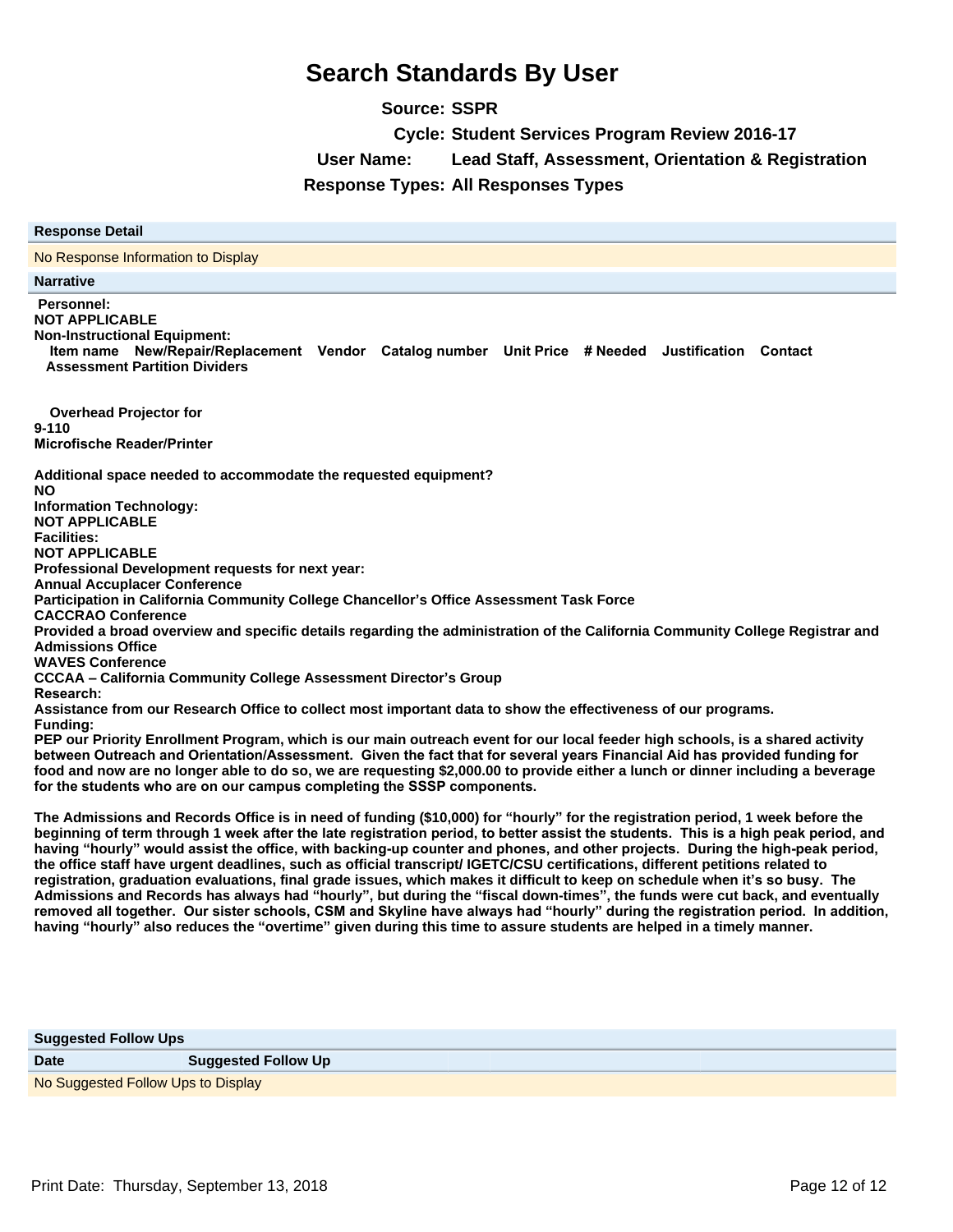# Search Standards By User

**Source:** SSPR

**Cycle:** Student Services Program Review 2016-17

**User Name:** Lead Staff, Assessment, Orientation & Registration

**Response Types:** All Responses Types

**Response Detail**

No Response Information to Display

**Narrative**

**Personnel:**
**NOT APPLICABLE**
**Non-Instructional Equipment:**

| Item name | New/Repair/Replacement | Vendor | Catalog number | Unit Price | # Needed | Justification | Contact |
|---|---|---|---|---|---|---|---|
| Assessment Partition Dividers | | | | | | | |
| Overhead Projector for 9-110 | | | | | | | |
| Microfische Reader/Printer | | | | | | | |

**Additional space needed to accommodate the requested equipment?**
**NO**
**Information Technology:**
**NOT APPLICABLE**
**Facilities:**
**NOT APPLICABLE**
**Professional Development requests for next year:**
**Annual Accuplacer Conference**
**Participation in California Community College Chancellor's Office Assessment Task Force**
**CACCRAO Conference**
**Provided a broad overview and specific details regarding the administration of the California Community College Registrar and Admissions Office**
**WAVES Conference**
**CCCAA – California Community College Assessment Director's Group**
**Research:**
**Assistance from our Research Office to collect most important data to show the effectiveness of our programs.**
**Funding:**
**PEP our Priority Enrollment Program, which is our main outreach event for our local feeder high schools, is a shared activity between Outreach and Orientation/Assessment. Given the fact that for several years Financial Aid has provided funding for food and now are no longer able to do so, we are requesting $2,000.00 to provide either a lunch or dinner including a beverage for the students who are on our campus completing the SSSP components.**

**The Admissions and Records Office is in need of funding ($10,000) for "hourly" for the registration period, 1 week before the beginning of term through 1 week after the late registration period, to better assist the students. This is a high peak period, and having "hourly" would assist the office, with backing-up counter and phones, and other projects. During the high-peak period, the office staff have urgent deadlines, such as official transcript/ IGETC/CSU certifications, different petitions related to registration, graduation evaluations, final grade issues, which makes it difficult to keep on schedule when it's so busy. The Admissions and Records has always had "hourly", but during the "fiscal down-times", the funds were cut back, and eventually removed all together. Our sister schools, CSM and Skyline have always had "hourly" during the registration period. In addition, having "hourly" also reduces the "overtime" given during this time to assure students are helped in a timely manner.**

**Suggested Follow Ups**

| Date | Suggested Follow Up |
|---|---|
| No Suggested Follow Ups to Display | |